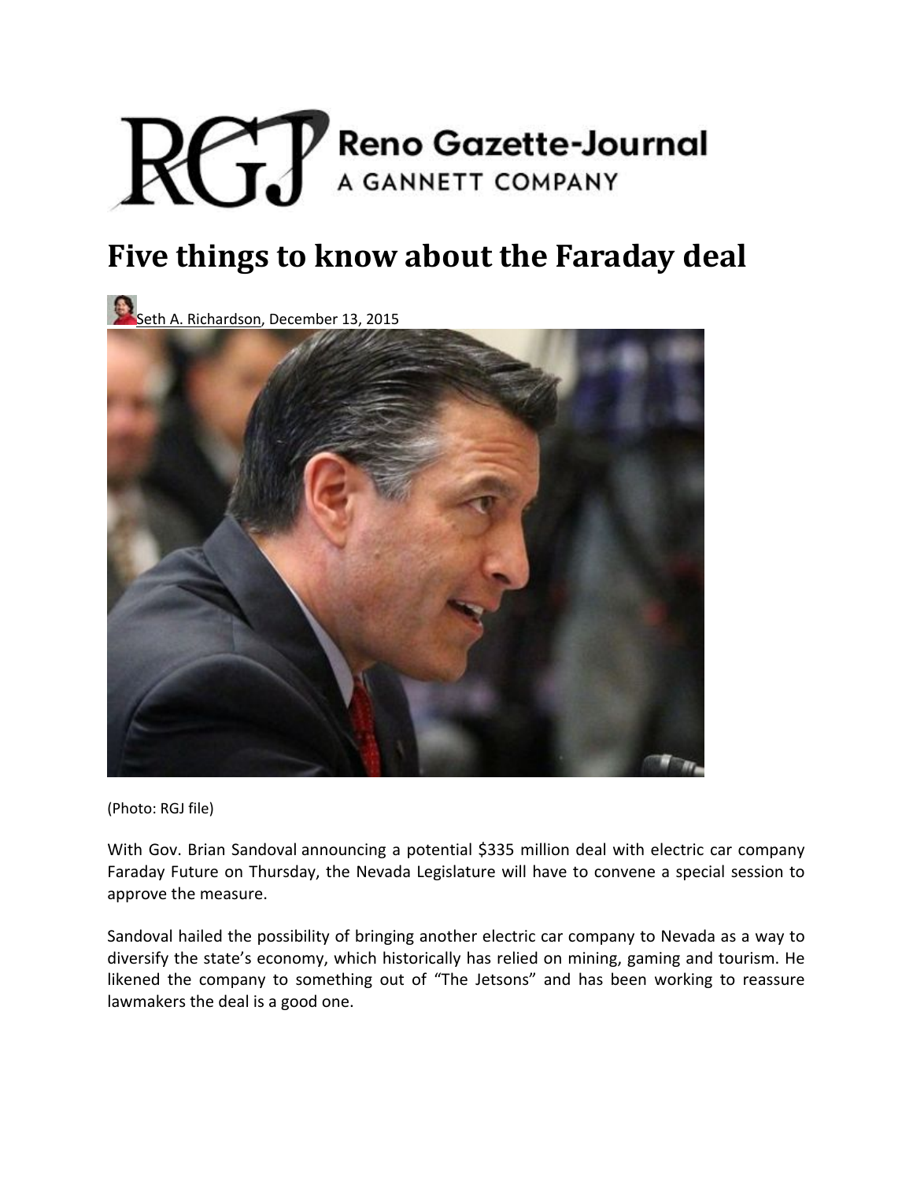Reno Gazette-Journal
A GANNETT COMPANY

# Five things to know about the Faraday deal

Seth A. Richardson, December 13, 2015

(Photo: RGJ file)

With Gov. Brian Sandoval announcing a potential $335 million deal with electric car company Faraday Future on Thursday, the Nevada Legislature will have to convene a special session to approve the measure.

Sandoval hailed the possibility of bringing another electric car company to Nevada as a way to diversify the state's economy, which historically has relied on mining, gaming and tourism. He likened the company to something out of "The Jetsons" and has been working to reassure lawmakers the deal is a good one.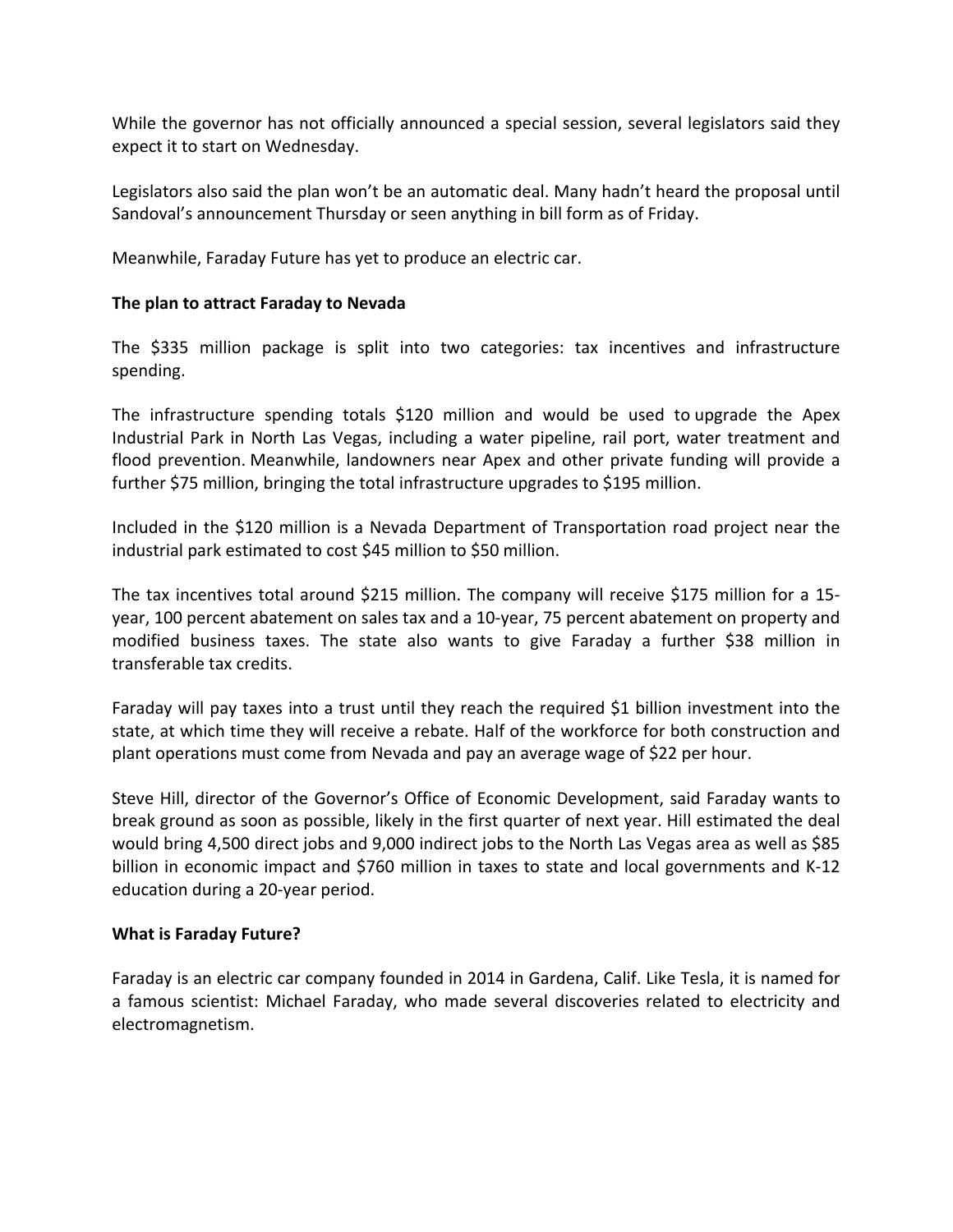While the governor has not officially announced a special session, several legislators said they expect it to start on Wednesday.

Legislators also said the plan won't be an automatic deal. Many hadn't heard the proposal until Sandoval's announcement Thursday or seen anything in bill form as of Friday.

Meanwhile, Faraday Future has yet to produce an electric car.

**The plan to attract Faraday to Nevada**

The $335 million package is split into two categories: tax incentives and infrastructure spending.

The infrastructure spending totals $120 million and would be used to upgrade the Apex Industrial Park in North Las Vegas, including a water pipeline, rail port, water treatment and flood prevention. Meanwhile, landowners near Apex and other private funding will provide a further $75 million, bringing the total infrastructure upgrades to $195 million.

Included in the $120 million is a Nevada Department of Transportation road project near the industrial park estimated to cost $45 million to $50 million.

The tax incentives total around $215 million. The company will receive $175 million for a 15-year, 100 percent abatement on sales tax and a 10-year, 75 percent abatement on property and modified business taxes. The state also wants to give Faraday a further $38 million in transferable tax credits.

Faraday will pay taxes into a trust until they reach the required $1 billion investment into the state, at which time they will receive a rebate. Half of the workforce for both construction and plant operations must come from Nevada and pay an average wage of $22 per hour.

Steve Hill, director of the Governor's Office of Economic Development, said Faraday wants to break ground as soon as possible, likely in the first quarter of next year. Hill estimated the deal would bring 4,500 direct jobs and 9,000 indirect jobs to the North Las Vegas area as well as $85 billion in economic impact and $760 million in taxes to state and local governments and K-12 education during a 20-year period.

**What is Faraday Future?**

Faraday is an electric car company founded in 2014 in Gardena, Calif. Like Tesla, it is named for a famous scientist: Michael Faraday, who made several discoveries related to electricity and electromagnetism.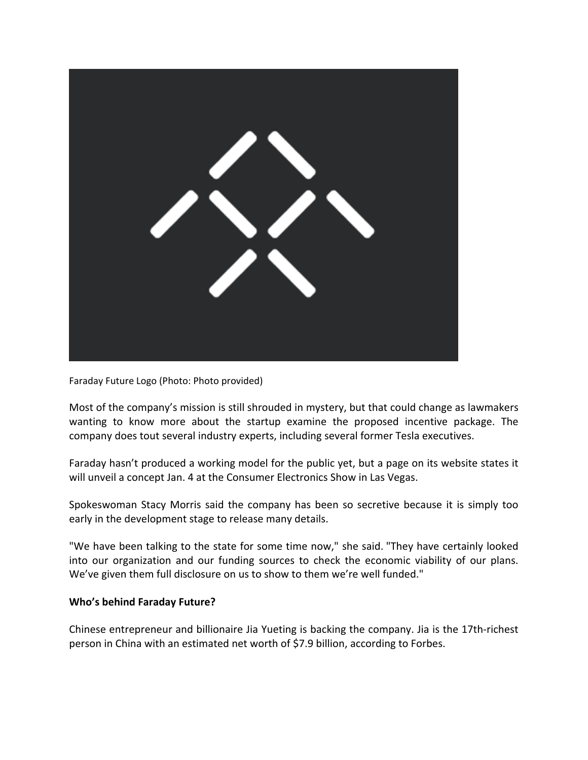Faraday Future Logo (Photo: Photo provided)

Most of the company's mission is still shrouded in mystery, but that could change as lawmakers wanting to know more about the startup examine the proposed incentive package. The company does tout several industry experts, including several former Tesla executives.

Faraday hasn't produced a working model for the public yet, but a page on its website states it will unveil a concept Jan. 4 at the Consumer Electronics Show in Las Vegas.

Spokeswoman Stacy Morris said the company has been so secretive because it is simply too early in the development stage to release many details.

"We have been talking to the state for some time now," she said. "They have certainly looked into our organization and our funding sources to check the economic viability of our plans. We've given them full disclosure on us to show to them we're well funded."

**Who's behind Faraday Future?**

Chinese entrepreneur and billionaire Jia Yueting is backing the company. Jia is the 17th-richest person in China with an estimated net worth of $7.9 billion, according to Forbes.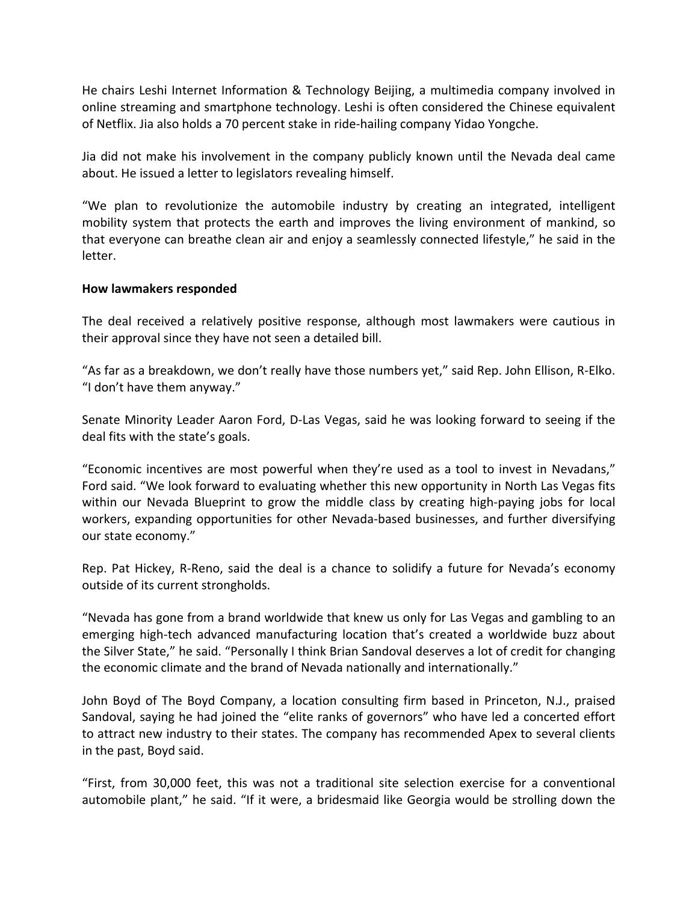He chairs Leshi Internet Information & Technology Beijing, a multimedia company involved in online streaming and smartphone technology. Leshi is often considered the Chinese equivalent of Netflix. Jia also holds a 70 percent stake in ride-hailing company Yidao Yongche.

Jia did not make his involvement in the company publicly known until the Nevada deal came about. He issued a letter to legislators revealing himself.

"We plan to revolutionize the automobile industry by creating an integrated, intelligent mobility system that protects the earth and improves the living environment of mankind, so that everyone can breathe clean air and enjoy a seamlessly connected lifestyle," he said in the letter.

**How lawmakers responded**

The deal received a relatively positive response, although most lawmakers were cautious in their approval since they have not seen a detailed bill.

"As far as a breakdown, we don't really have those numbers yet," said Rep. John Ellison, R-Elko. "I don't have them anyway."

Senate Minority Leader Aaron Ford, D-Las Vegas, said he was looking forward to seeing if the deal fits with the state's goals.

"Economic incentives are most powerful when they're used as a tool to invest in Nevadans," Ford said. "We look forward to evaluating whether this new opportunity in North Las Vegas fits within our Nevada Blueprint to grow the middle class by creating high-paying jobs for local workers, expanding opportunities for other Nevada-based businesses, and further diversifying our state economy."

Rep. Pat Hickey, R-Reno, said the deal is a chance to solidify a future for Nevada's economy outside of its current strongholds.

"Nevada has gone from a brand worldwide that knew us only for Las Vegas and gambling to an emerging high-tech advanced manufacturing location that's created a worldwide buzz about the Silver State," he said. "Personally I think Brian Sandoval deserves a lot of credit for changing the economic climate and the brand of Nevada nationally and internationally."

John Boyd of The Boyd Company, a location consulting firm based in Princeton, N.J., praised Sandoval, saying he had joined the "elite ranks of governors" who have led a concerted effort to attract new industry to their states. The company has recommended Apex to several clients in the past, Boyd said.

"First, from 30,000 feet, this was not a traditional site selection exercise for a conventional automobile plant," he said. "If it were, a bridesmaid like Georgia would be strolling down the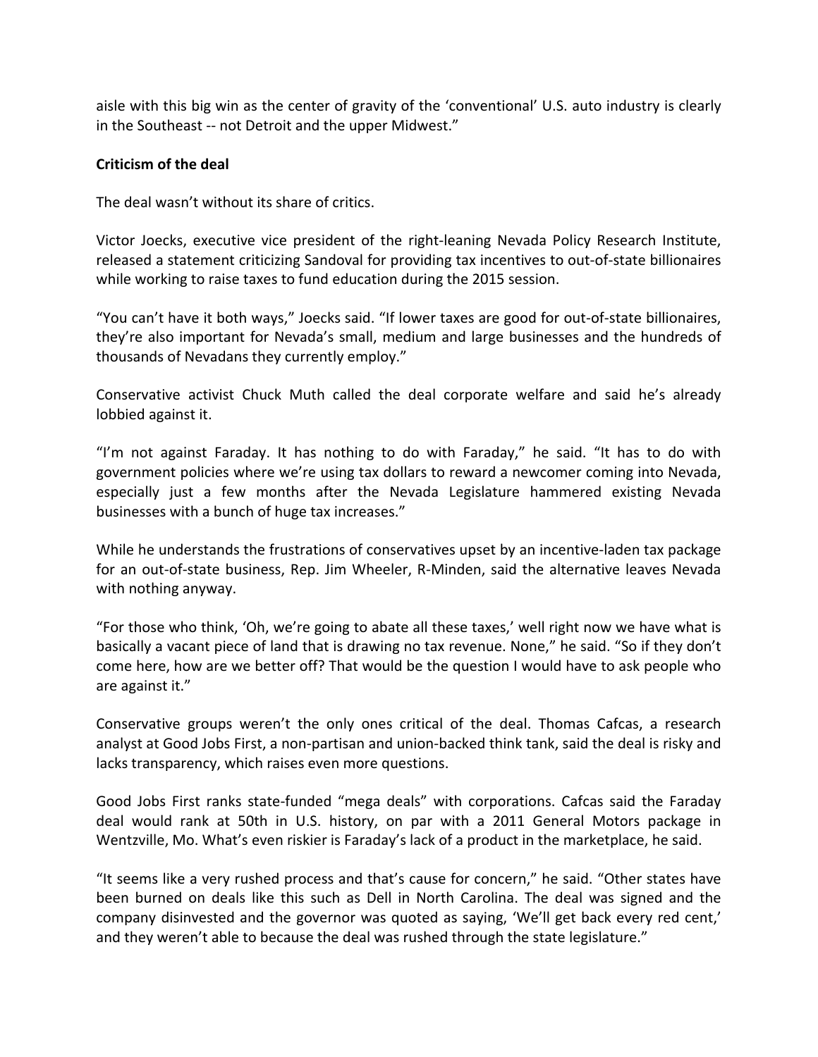aisle with this big win as the center of gravity of the 'conventional' U.S. auto industry is clearly in the Southeast -- not Detroit and the upper Midwest."

**Criticism of the deal**

The deal wasn't without its share of critics.

Victor Joecks, executive vice president of the right-leaning Nevada Policy Research Institute, released a statement criticizing Sandoval for providing tax incentives to out-of-state billionaires while working to raise taxes to fund education during the 2015 session.

"You can't have it both ways," Joecks said. "If lower taxes are good for out-of-state billionaires, they're also important for Nevada's small, medium and large businesses and the hundreds of thousands of Nevadans they currently employ."

Conservative activist Chuck Muth called the deal corporate welfare and said he's already lobbied against it.

"I'm not against Faraday. It has nothing to do with Faraday," he said. "It has to do with government policies where we're using tax dollars to reward a newcomer coming into Nevada, especially just a few months after the Nevada Legislature hammered existing Nevada businesses with a bunch of huge tax increases."

While he understands the frustrations of conservatives upset by an incentive-laden tax package for an out-of-state business, Rep. Jim Wheeler, R-Minden, said the alternative leaves Nevada with nothing anyway.

"For those who think, 'Oh, we're going to abate all these taxes,' well right now we have what is basically a vacant piece of land that is drawing no tax revenue. None," he said. "So if they don't come here, how are we better off? That would be the question I would have to ask people who are against it."

Conservative groups weren't the only ones critical of the deal. Thomas Cafcas, a research analyst at Good Jobs First, a non-partisan and union-backed think tank, said the deal is risky and lacks transparency, which raises even more questions.

Good Jobs First ranks state-funded "mega deals" with corporations. Cafcas said the Faraday deal would rank at 50th in U.S. history, on par with a 2011 General Motors package in Wentzville, Mo. What's even riskier is Faraday's lack of a product in the marketplace, he said.

"It seems like a very rushed process and that's cause for concern," he said. "Other states have been burned on deals like this such as Dell in North Carolina. The deal was signed and the company disinvested and the governor was quoted as saying, 'We'll get back every red cent,' and they weren't able to because the deal was rushed through the state legislature."